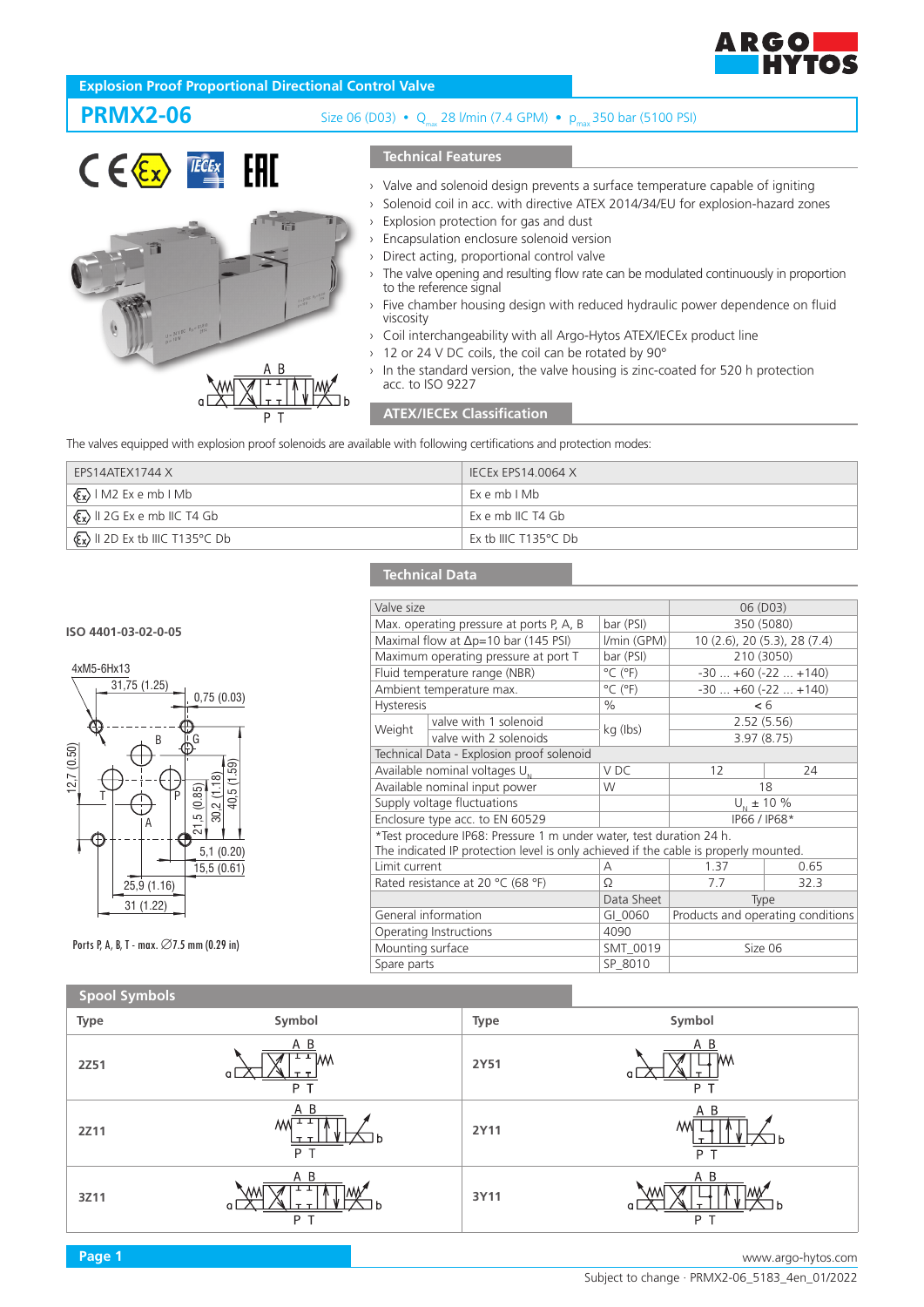# Explosion Proof Proportional Directional Control Valve

## PRMX2-06

Size 06 (D03) • $Q_{max}$ 28 l/min (7.4 GPM) • $p_{max}$ 350 bar (5100 PSI)

### Technical Features

- Valve and solenoid design prevents a surface temperature capable of igniting
- Solenoid coil in acc. with directive ATEX 2014/34/EU for explosion-hazard zones
- Explosion protection for gas and dust
- Encapsulation enclosure solenoid version
- Direct acting, proportional control valve
- The valve opening and resulting flow rate can be modulated continuously in proportion to the reference signal
- Five chamber housing design with reduced hydraulic power dependence on fluid viscosity
- Coil interchangeability with all Argo-Hytos ATEX/IECEx product line
- 12 or 24 V DC coils, the coil can be rotated by 90°
- In the standard version, the valve housing is zinc-coated for 520 h protection acc. to ISO 9227

### ATEX/IECEx Classification

The valves equipped with explosion proof solenoids are available with following certifications and protection modes:

| EPS14ATEX1744 X | IECEx EPS14.0064 X |
|---|---|
| Ex I M2 Ex e mb I Mb | Ex e mb I Mb |
| Ex II 2G Ex e mb IIC T4 Gb | Ex e mb IIC T4 Gb |
| Ex II 2D Ex tb IIIC T135°C Db | Ex tb IIIC T135°C Db |

### Technical Data

ISO 4401-03-02-0-05

Ports P, A, B, T - max. ∅7.5 mm (0.29 in)

| Valve size | | | 06 (D03) | |
|---|---|---|---|---|
| Max. operating pressure at ports P, A, B | | bar (PSI) | 350 (5080) | |
| Maximal flow at Δp=10 bar (145 PSI) | | l/min (GPM) | 10 (2.6), 20 (5.3), 28 (7.4) | |
| Maximum operating pressure at port T | | bar (PSI) | 210 (3050) | |
| Fluid temperature range (NBR) | | °C (°F) | -30 ... +60 (-22 ... +140) | |
| Ambient temperature max. | | °C (°F) | -30 ... +60 (-22 ... +140) | |
| Hysteresis | | % | < 6 | |
| Weight | valve with 1 solenoid | kg (lbs) | 2.52 (5.56) | |
| | valve with 2 solenoids | | 3.97 (8.75) | |
| Technical Data - Explosion proof solenoid | | | | |
| Available nominal voltages $U_N$ | | V DC | 12 | 24 |
| Available nominal input power | | W | 18 | |
| Supply voltage fluctuations | | | $U_N$ ± 10 % | |
| Enclosure type acc. to EN 60529 | | | IP66 / IP68* | |
| *Test procedure IP68: Pressure 1 m under water, test duration 24 h. The indicated IP protection level is only achieved if the cable is properly mounted. | | | | |
| Limit current | | A | 1.37 | 0.65 |
| Rated resistance at 20 °C (68 °F) | | Ω | 7.7 | 32.3 |
| | | Data Sheet | Type | |
| General information | | GI_0060 | Products and operating conditions | |
| Operating Instructions | | 4090 | | |
| Mounting surface | | SMT_0019 | Size 06 | |
| Spare parts | | SP_8010 | | |

### Spool Symbols

| Type | Symbol | Type | Symbol |
|---|---|---|---|
| 2Z51 | | 2Y51 | |
| 2Z11 | | 2Y11 | |
| 3Z11 | | 3Y11 | |

www.argo-hytos.com

Subject to change · PRMX2-06_5183_4en_01/2022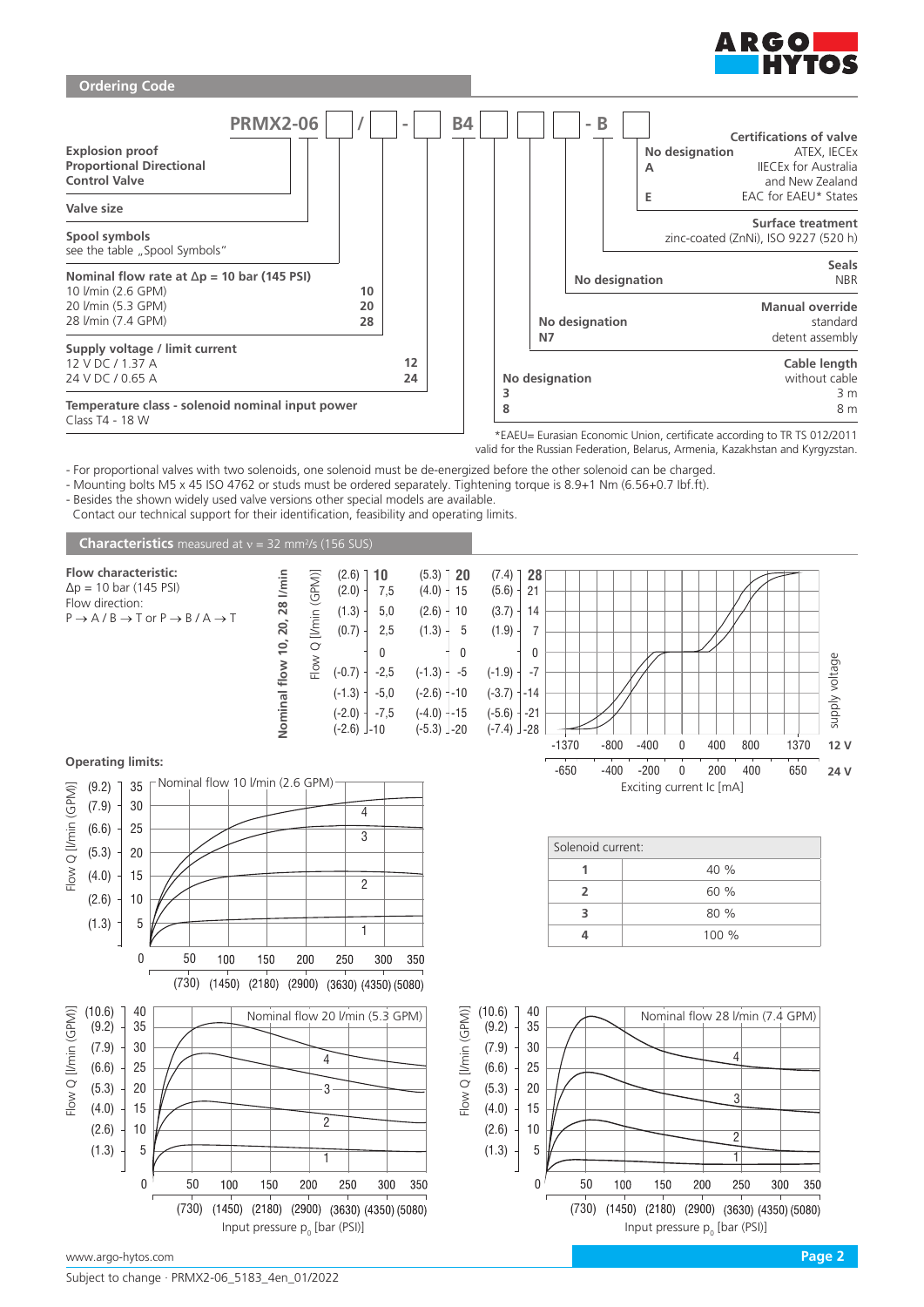## Ordering Code

PRMX2-06 [ ] / [ ] - [ ] B4 [ ] [ ] [ ] - B [ ]

**Explosion proof Proportional Directional Control Valve**

**Valve size**

**Spool symbols**
see the table „Spool Symbols"

**Nominal flow rate at Δp = 10 bar (145 PSI)**

| | |
|---|---|
| 10 l/min (2.6 GPM) | 10 |
| 20 l/min (5.3 GPM) | 20 |
| 28 l/min (7.4 GPM) | 28 |

**Supply voltage / limit current**

| | |
|---|---|
| 12 V DC / 1.37 A | 12 |
| 24 V DC / 0.65 A | 24 |

**Temperature class - solenoid nominal input power**
Class T4 - 18 W

**Certifications of valve**

| | |
|---|---|
| No designation | ATEX, IECEx |
| A | IIECEx for Australia and New Zealand |
| E | EAC for EAEU* States |

**Surface treatment**
zinc-coated (ZnNi), ISO 9227 (520 h)

**Seals**

| | |
|---|---|
| No designation | NBR |

**Manual override**

| | |
|---|---|
| No designation | standard |
| N7 | detent assembly |

**Cable length**

| | |
|---|---|
| No designation | without cable |
| 3 | 3 m |
| 8 | 8 m |

*EAEU= Eurasian Economic Union, certificate according to TR TS 012/2011 valid for the Russian Federation, Belarus, Armenia, Kazakhstan and Kyrgyzstan.

- For proportional valves with two solenoids, one solenoid must be de-energized before the other solenoid can be charged.
- Mounting bolts M5 x 45 ISO 4762 or studs must be ordered separately. Tightening torque is 8.9+1 Nm (6.56+0.7 lbf.ft).
- Besides the shown widely used valve versions other special models are available.
  Contact our technical support for their identification, feasibility and operating limits.

## Characteristics measured at ν = 32 mm²/s (156 SUS)

**Flow characteristic:**
Δp = 10 bar (145 PSI)
Flow direction:
P → A / B → T or P → B / A → T

**Operating limits:**

| Solenoid current: | |
|---|---|
| 1 | 40 % |
| 2 | 60 % |
| 3 | 80 % |
| 4 | 100 % |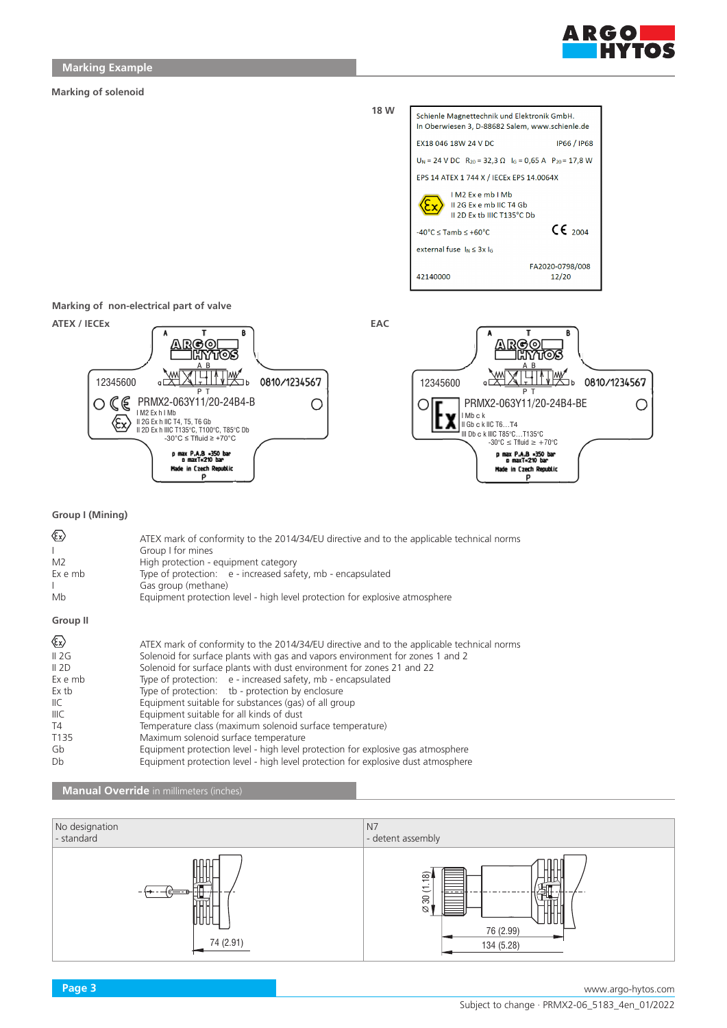## Marking Example

### Marking of solenoid

18 W

Schienle Magnettechnik und Elektronik GmbH.
In Oberwiesen 3, D-88682 Salem, www.schienle.de

EX18 046 18W 24 V DC IP66 / IP68

$U_N$ = 24 V DC $R_{20}$ = 32,3 Ω $I_G$ = 0,65 A $P_{20}$ = 17,8 W

EPS 14 ATEX 1 744 X / IECEx EPS 14.0064X

I M2 Ex e mb I Mb
II 2G Ex e mb IIC T4 Gb
II 2D Ex tb IIIC T135°C Db

-40°C ≤ Tamb ≤ +60°C CE 2004

external fuse $I_N$ ≤ 3x $I_G$

42140000 FA2020-0798/008 12/20

### Marking of non-electrical part of valve

**ATEX / IECEx**

12345600 0810/1234567
PRMX2-063Y11/20-24B4-B
I M2 Ex h I Mb
II 2G Ex h IIC T4, T5, T6 Gb
II 2D Ex h IIIC T135°C, T100°C, T85°C Db
-30°C ≤ Tfluid ≥ +70°C
p max P,A,B =350 bar
p maxT=210 bar
Made in Czech Republic

**EAC**

12345600 0810/1234567
PRMX2-063Y11/20-24B4-BE
I Mb c k
II Gb c k IIC T6…T4
III Db c k IIIC T85°C…T135°C
-30°C ≤ Tfluid ≤ +70°C
p max P,A,B =350 bar
p maxT=210 bar
Made in Czech Republic

### Group I (Mining)

| | |
|---|---|
| Ex | ATEX mark of conformity to the 2014/34/EU directive and to the applicable technical norms |
| I | Group I for mines |
| M2 | High protection - equipment category |
| Ex e mb | Type of protection: e - increased safety, mb - encapsulated |
| I | Gas group (methane) |
| Mb | Equipment protection level - high level protection for explosive atmosphere |

### Group II

| | |
|---|---|
| Ex | ATEX mark of conformity to the 2014/34/EU directive and to the applicable technical norms |
| II 2G | Solenoid for surface plants with gas and vapors environment for zones 1 and 2 |
| II 2D | Solenoid for surface plants with dust environment for zones 21 and 22 |
| Ex e mb | Type of protection: e - increased safety, mb - encapsulated |
| Ex tb | Type of protection: tb - protection by enclosure |
| IIC | Equipment suitable for substances (gas) of all group |
| IIIC | Equipment suitable for all kinds of dust |
| T4 | Temperature class (maximum solenoid surface temperature) |
| T135 | Maximum solenoid surface temperature |
| Gb | Equipment protection level - high level protection for explosive gas atmosphere |
| Db | Equipment protection level - high level protection for explosive dust atmosphere |

## Manual Override in millimeters (inches)

| No designation - standard | N7 - detent assembly |
|---|---|
| 74 (2.91) | Ø 30 (1.18); 76 (2.99); 134 (5.28) |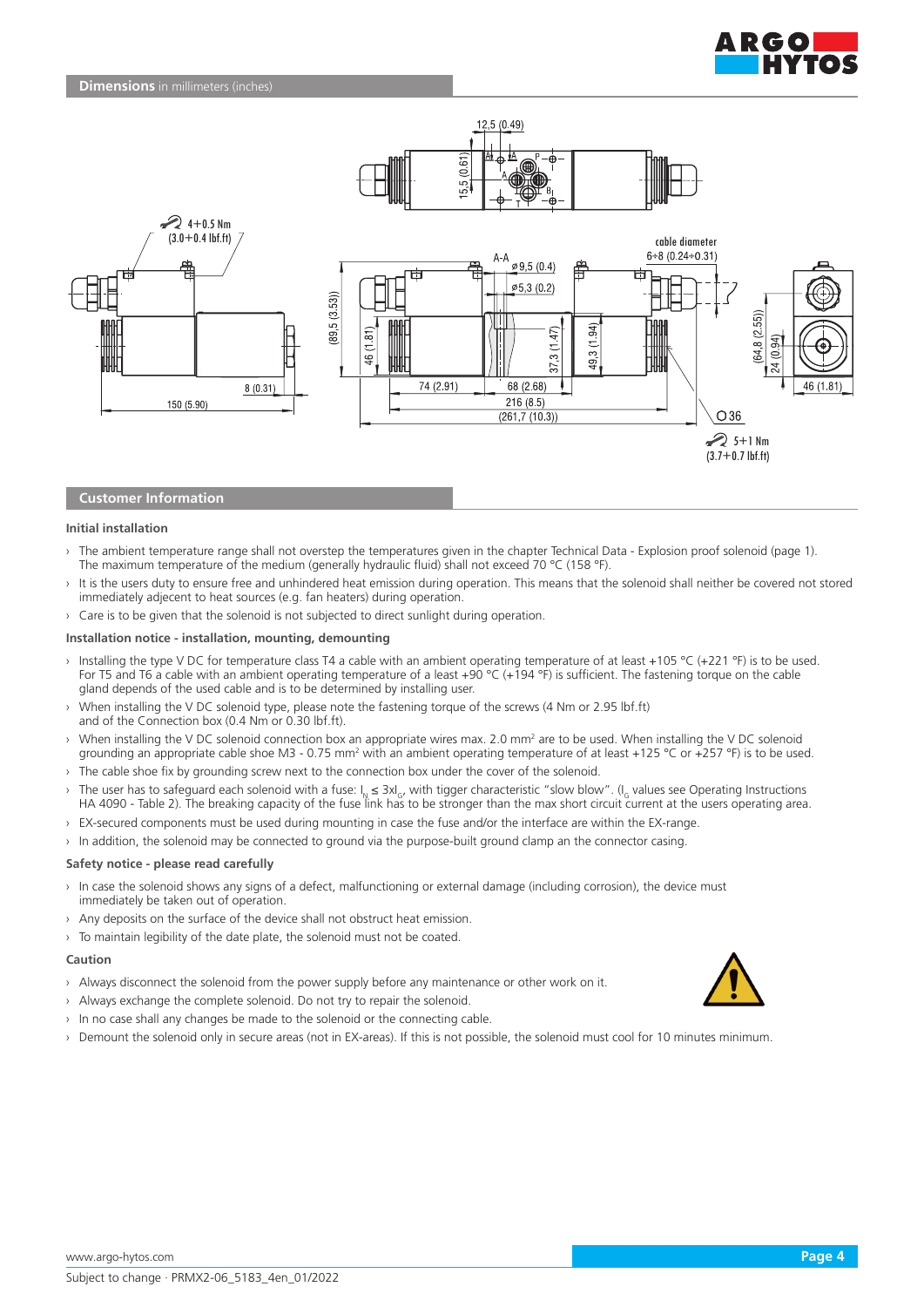## Dimensions in millimeters (inches)

12,5 (0.49)
15,5 (0.61)
4+0.5 Nm
(3.0+0.4 lbf.ft)
A-A
ø9,5 (0.4)
ø5,3 (0.2)
cable diameter
6÷8 (0.24÷0.31)
(89,5 (3.53))
46 (1.81)
37,3 (1.47)
49,3 (1.94)
(64,8 (2.55))
24 (0.94)
8 (0.31)
150 (5.90)
74 (2.91)
68 (2.68)
216 (8.5)
(261,7 (10.3))
46 (1.81)
36
5+1 Nm
(3.7+0.7 lbf.ft)

## Customer Information

### Initial installation

- The ambient temperature range shall not overstep the temperatures given in the chapter Technical Data - Explosion proof solenoid (page 1). The maximum temperature of the medium (generally hydraulic fluid) shall not exceed 70 °C (158 °F).
- It is the users duty to ensure free and unhindered heat emission during operation. This means that the solenoid shall neither be covered not stored immediately adjacent to heat sources (e.g. fan heaters) during operation.
- Care is to be given that the solenoid is not subjected to direct sunlight during operation.

### Installation notice - installation, mounting, demounting

- Installing the type V DC for temperature class T4 a cable with an ambient operating temperature of at least +105 °C (+221 °F) is to be used. For T5 and T6 a cable with an ambient operating temperature of a least +90 °C (+194 °F) is sufficient. The fastening torque on the cable gland depends of the used cable and is to be determined by installing user.
- When installing the V DC solenoid type, please note the fastening torque of the screws (4 Nm or 2.95 lbf.ft) and of the Connection box (0.4 Nm or 0.30 lbf.ft).
- When installing the V DC solenoid connection box an appropriate wires max. 2.0 mm² are to be used. When installing the V DC solenoid grounding an appropriate cable shoe M3 - 0.75 mm² with an ambient operating temperature of at least +125 °C or +257 °F) is to be used.
- The cable shoe fix by grounding screw next to the connection box under the cover of the solenoid.
- The user has to safeguard each solenoid with a fuse: $I_N \leq 3xI_G$, with tigger characteristic "slow blow". ($I_G$ values see Operating Instructions HA 4090 - Table 2). The breaking capacity of the fuse link has to be stronger than the max short circuit current at the users operating area.
- EX-secured components must be used during mounting in case the fuse and/or the interface are within the EX-range.
- In addition, the solenoid may be connected to ground via the purpose-built ground clamp an the connector casing.

### Safety notice - please read carefully

- In case the solenoid shows any signs of a defect, malfunctioning or external damage (including corrosion), the device must immediately be taken out of operation.
- Any deposits on the surface of the device shall not obstruct heat emission.
- To maintain legibility of the date plate, the solenoid must not be coated.

### Caution

- Always disconnect the solenoid from the power supply before any maintenance or other work on it.
- Always exchange the complete solenoid. Do not try to repair the solenoid.
- In no case shall any changes be made to the solenoid or the connecting cable.
- Demount the solenoid only in secure areas (not in EX-areas). If this is not possible, the solenoid must cool for 10 minutes minimum.

www.argo-hytos.com

Subject to change · PRMX2-06_5183_4en_01/2022